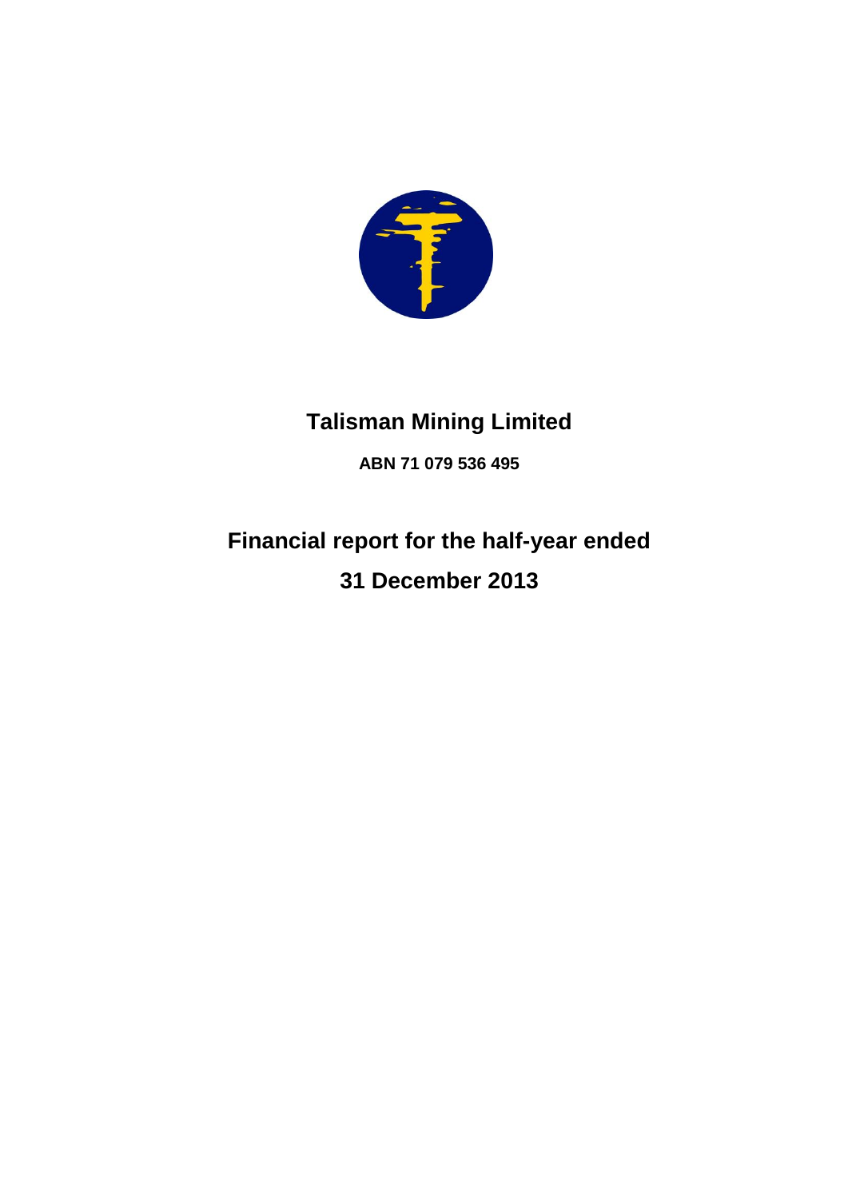# Talisman Mining Limited

**ABN 71 079 536 495**

## Financial report for the half-year ended

## 31 December 2013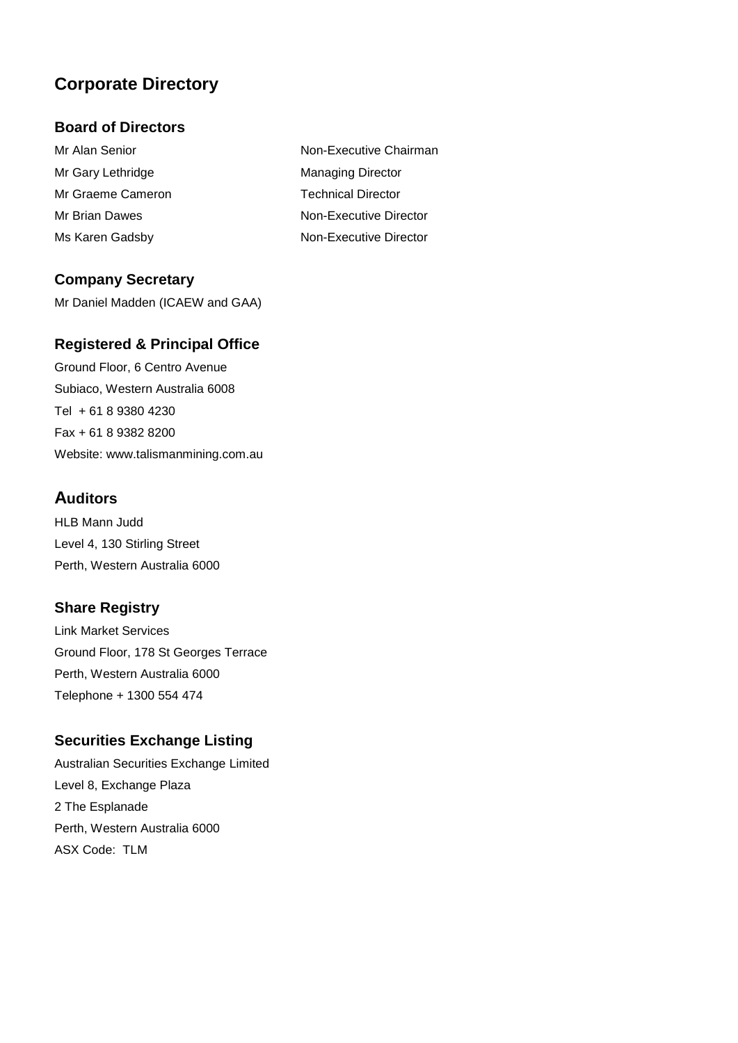# Corporate Directory

## Board of Directors

| | |
|---|---|
| Mr Alan Senior | Non-Executive Chairman |
| Mr Gary Lethridge | Managing Director |
| Mr Graeme Cameron | Technical Director |
| Mr Brian Dawes | Non-Executive Director |
| Ms Karen Gadsby | Non-Executive Director |

## Company Secretary

Mr Daniel Madden (ICAEW and GAA)

## Registered & Principal Office

Ground Floor, 6 Centro Avenue
Subiaco, Western Australia 6008
Tel + 61 8 9380 4230
Fax + 61 8 9382 8200
Website: www.talismanmining.com.au

## Auditors

HLB Mann Judd
Level 4, 130 Stirling Street
Perth, Western Australia 6000

## Share Registry

Link Market Services
Ground Floor, 178 St Georges Terrace
Perth, Western Australia 6000
Telephone + 1300 554 474

## Securities Exchange Listing

Australian Securities Exchange Limited
Level 8, Exchange Plaza
2 The Esplanade
Perth, Western Australia 6000
ASX Code: TLM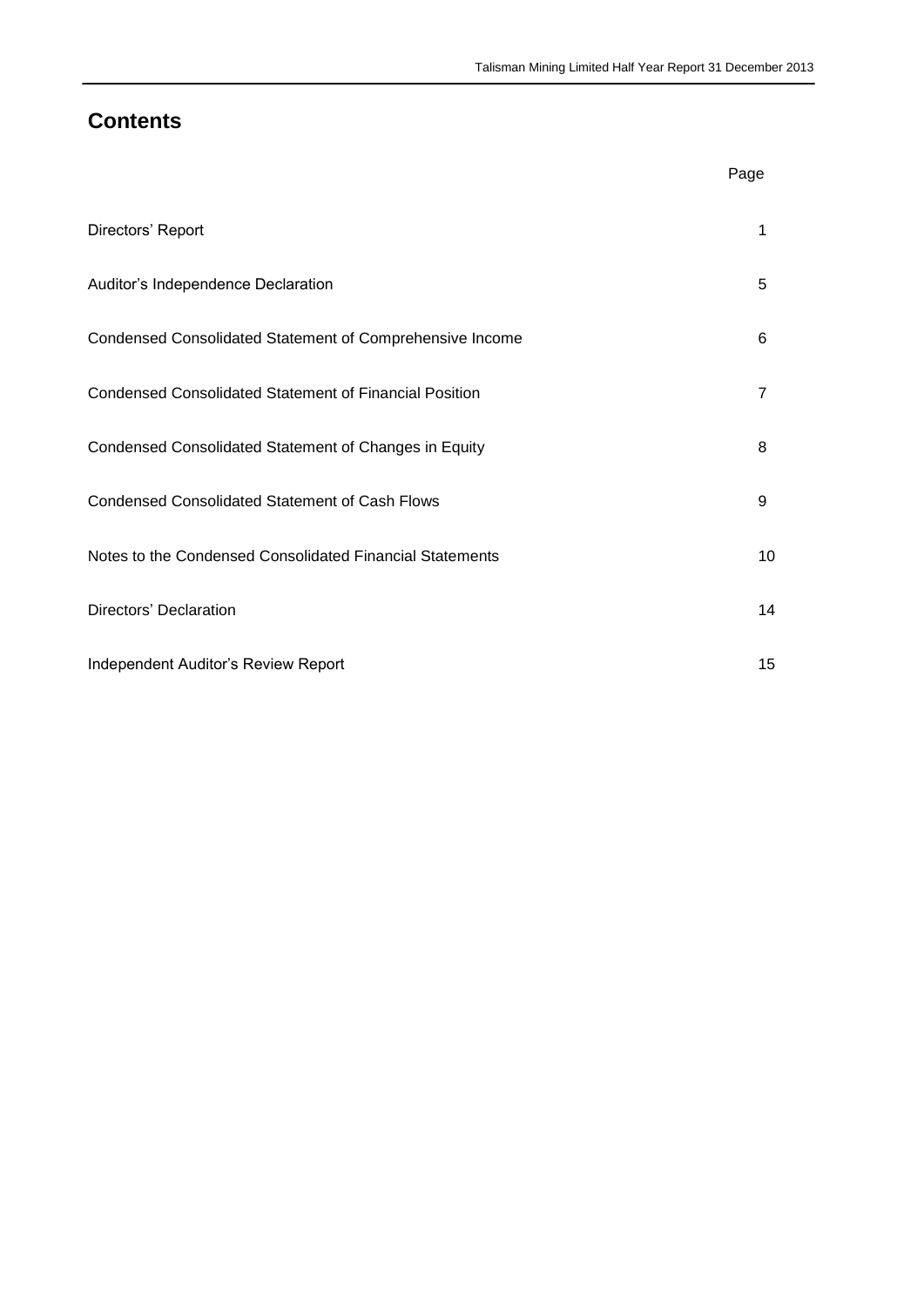# Contents

| | Page |
|---|---|
| Directors' Report | 1 |
| Auditor's Independence Declaration | 5 |
| Condensed Consolidated Statement of Comprehensive Income | 6 |
| Condensed Consolidated Statement of Financial Position | 7 |
| Condensed Consolidated Statement of Changes in Equity | 8 |
| Condensed Consolidated Statement of Cash Flows | 9 |
| Notes to the Condensed Consolidated Financial Statements | 10 |
| Directors' Declaration | 14 |
| Independent Auditor's Review Report | 15 |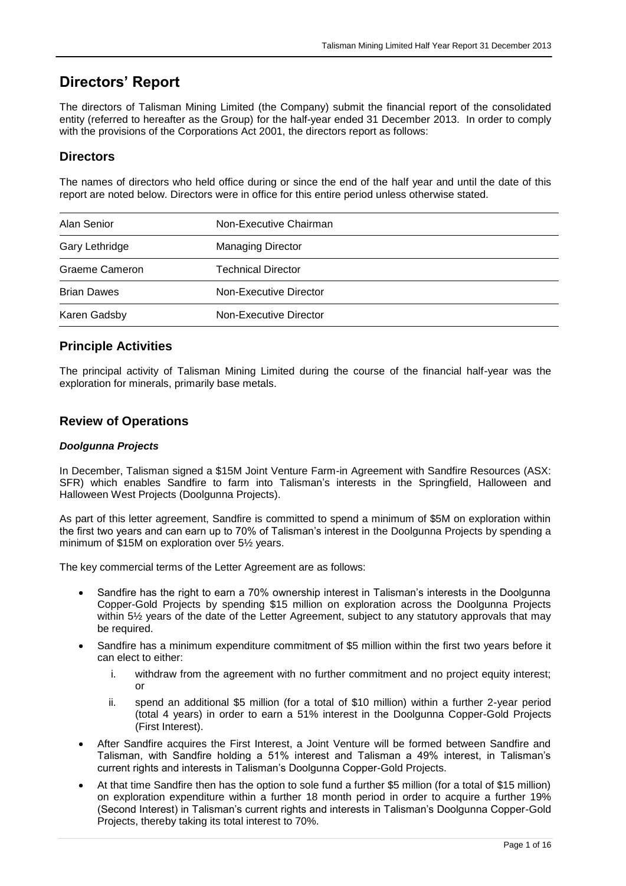# Directors' Report

The directors of Talisman Mining Limited (the Company) submit the financial report of the consolidated entity (referred to hereafter as the Group) for the half-year ended 31 December 2013. In order to comply with the provisions of the Corporations Act 2001, the directors report as follows:

## Directors

The names of directors who held office during or since the end of the half year and until the date of this report are noted below. Directors were in office for this entire period unless otherwise stated.

| | |
|---|---|
| Alan Senior | Non-Executive Chairman |
| Gary Lethridge | Managing Director |
| Graeme Cameron | Technical Director |
| Brian Dawes | Non-Executive Director |
| Karen Gadsby | Non-Executive Director |

## Principle Activities

The principal activity of Talisman Mining Limited during the course of the financial half-year was the exploration for minerals, primarily base metals.

## Review of Operations

### *Doolgunna Projects*

In December, Talisman signed a $15M Joint Venture Farm-in Agreement with Sandfire Resources (ASX: SFR) which enables Sandfire to farm into Talisman's interests in the Springfield, Halloween and Halloween West Projects (Doolgunna Projects).

As part of this letter agreement, Sandfire is committed to spend a minimum of $5M on exploration within the first two years and can earn up to 70% of Talisman's interest in the Doolgunna Projects by spending a minimum of $15M on exploration over 5½ years.

The key commercial terms of the Letter Agreement are as follows:

- Sandfire has the right to earn a 70% ownership interest in Talisman's interests in the Doolgunna Copper-Gold Projects by spending $15 million on exploration across the Doolgunna Projects within 5½ years of the date of the Letter Agreement, subject to any statutory approvals that may be required.
- Sandfire has a minimum expenditure commitment of $5 million within the first two years before it can elect to either:
    i. withdraw from the agreement with no further commitment and no project equity interest; or
    ii. spend an additional $5 million (for a total of $10 million) within a further 2-year period (total 4 years) in order to earn a 51% interest in the Doolgunna Copper-Gold Projects (First Interest).
- After Sandfire acquires the First Interest, a Joint Venture will be formed between Sandfire and Talisman, with Sandfire holding a 51% interest and Talisman a 49% interest, in Talisman's current rights and interests in Talisman's Doolgunna Copper-Gold Projects.
- At that time Sandfire then has the option to sole fund a further $5 million (for a total of $15 million) on exploration expenditure within a further 18 month period in order to acquire a further 19% (Second Interest) in Talisman's current rights and interests in Talisman's Doolgunna Copper-Gold Projects, thereby taking its total interest to 70%.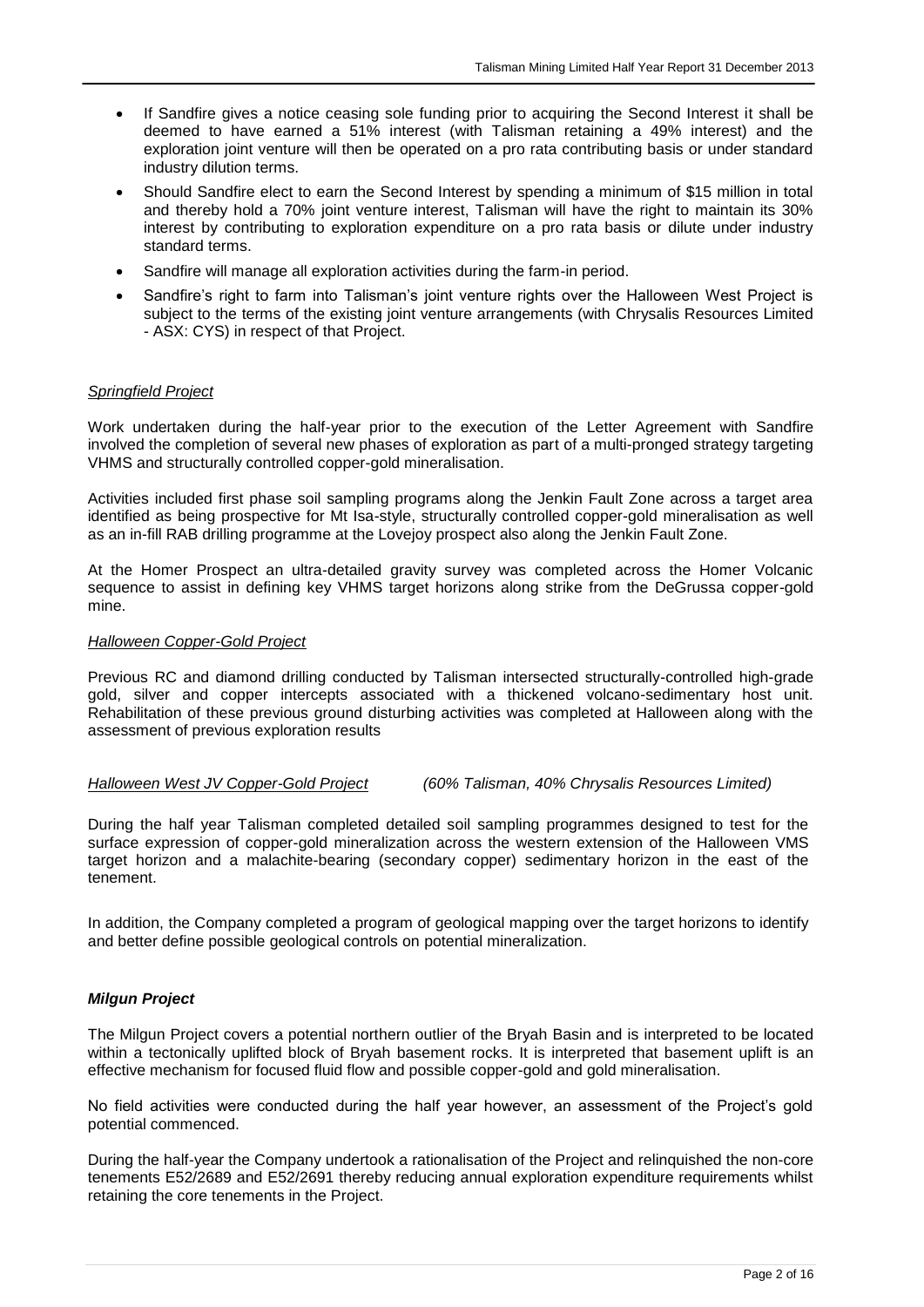- If Sandfire gives a notice ceasing sole funding prior to acquiring the Second Interest it shall be deemed to have earned a 51% interest (with Talisman retaining a 49% interest) and the exploration joint venture will then be operated on a pro rata contributing basis or under standard industry dilution terms.
- Should Sandfire elect to earn the Second Interest by spending a minimum of $15 million in total and thereby hold a 70% joint venture interest, Talisman will have the right to maintain its 30% interest by contributing to exploration expenditure on a pro rata basis or dilute under industry standard terms.
- Sandfire will manage all exploration activities during the farm-in period.
- Sandfire's right to farm into Talisman's joint venture rights over the Halloween West Project is subject to the terms of the existing joint venture arrangements (with Chrysalis Resources Limited - ASX: CYS) in respect of that Project.

*Springfield Project*

Work undertaken during the half-year prior to the execution of the Letter Agreement with Sandfire involved the completion of several new phases of exploration as part of a multi-pronged strategy targeting VHMS and structurally controlled copper-gold mineralisation.

Activities included first phase soil sampling programs along the Jenkin Fault Zone across a target area identified as being prospective for Mt Isa-style, structurally controlled copper-gold mineralisation as well as an in-fill RAB drilling programme at the Lovejoy prospect also along the Jenkin Fault Zone.

At the Homer Prospect an ultra-detailed gravity survey was completed across the Homer Volcanic sequence to assist in defining key VHMS target horizons along strike from the DeGrussa copper-gold mine.

*Halloween Copper-Gold Project*

Previous RC and diamond drilling conducted by Talisman intersected structurally-controlled high-grade gold, silver and copper intercepts associated with a thickened volcano-sedimentary host unit. Rehabilitation of these previous ground disturbing activities was completed at Halloween along with the assessment of previous exploration results

*Halloween West JV Copper-Gold Project* *(60% Talisman, 40% Chrysalis Resources Limited)*

During the half year Talisman completed detailed soil sampling programmes designed to test for the surface expression of copper-gold mineralization across the western extension of the Halloween VMS target horizon and a malachite-bearing (secondary copper) sedimentary horizon in the east of the tenement.

In addition, the Company completed a program of geological mapping over the target horizons to identify and better define possible geological controls on potential mineralization.

***Milgun Project***

The Milgun Project covers a potential northern outlier of the Bryah Basin and is interpreted to be located within a tectonically uplifted block of Bryah basement rocks. It is interpreted that basement uplift is an effective mechanism for focused fluid flow and possible copper-gold and gold mineralisation.

No field activities were conducted during the half year however, an assessment of the Project's gold potential commenced.

During the half-year the Company undertook a rationalisation of the Project and relinquished the non-core tenements E52/2689 and E52/2691 thereby reducing annual exploration expenditure requirements whilst retaining the core tenements in the Project.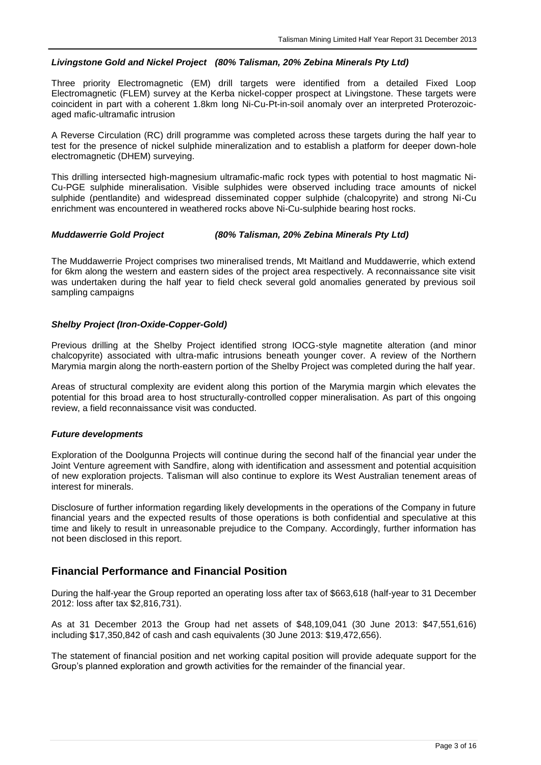***Livingstone Gold and Nickel Project (80% Talisman, 20% Zebina Minerals Pty Ltd)***

Three priority Electromagnetic (EM) drill targets were identified from a detailed Fixed Loop Electromagnetic (FLEM) survey at the Kerba nickel-copper prospect at Livingstone. These targets were coincident in part with a coherent 1.8km long Ni-Cu-Pt-in-soil anomaly over an interpreted Proterozoic-aged mafic-ultramafic intrusion

A Reverse Circulation (RC) drill programme was completed across these targets during the half year to test for the presence of nickel sulphide mineralization and to establish a platform for deeper down-hole electromagnetic (DHEM) surveying.

This drilling intersected high-magnesium ultramafic-mafic rock types with potential to host magmatic Ni-Cu-PGE sulphide mineralisation. Visible sulphides were observed including trace amounts of nickel sulphide (pentlandite) and widespread disseminated copper sulphide (chalcopyrite) and strong Ni-Cu enrichment was encountered in weathered rocks above Ni-Cu-sulphide bearing host rocks.

***Muddawerrie Gold Project (80% Talisman, 20% Zebina Minerals Pty Ltd)***

The Muddawerrie Project comprises two mineralised trends, Mt Maitland and Muddawerrie, which extend for 6km along the western and eastern sides of the project area respectively. A reconnaissance site visit was undertaken during the half year to field check several gold anomalies generated by previous soil sampling campaigns

***Shelby Project (Iron-Oxide-Copper-Gold)***

Previous drilling at the Shelby Project identified strong IOCG-style magnetite alteration (and minor chalcopyrite) associated with ultra-mafic intrusions beneath younger cover. A review of the Northern Marymia margin along the north-eastern portion of the Shelby Project was completed during the half year.

Areas of structural complexity are evident along this portion of the Marymia margin which elevates the potential for this broad area to host structurally-controlled copper mineralisation. As part of this ongoing review, a field reconnaissance visit was conducted.

***Future developments***

Exploration of the Doolgunna Projects will continue during the second half of the financial year under the Joint Venture agreement with Sandfire, along with identification and assessment and potential acquisition of new exploration projects. Talisman will also continue to explore its West Australian tenement areas of interest for minerals.

Disclosure of further information regarding likely developments in the operations of the Company in future financial years and the expected results of those operations is both confidential and speculative at this time and likely to result in unreasonable prejudice to the Company. Accordingly, further information has not been disclosed in this report.

## Financial Performance and Financial Position

During the half-year the Group reported an operating loss after tax of $663,618 (half-year to 31 December 2012: loss after tax $2,816,731).

As at 31 December 2013 the Group had net assets of $48,109,041 (30 June 2013: $47,551,616) including $17,350,842 of cash and cash equivalents (30 June 2013: $19,472,656).

The statement of financial position and net working capital position will provide adequate support for the Group's planned exploration and growth activities for the remainder of the financial year.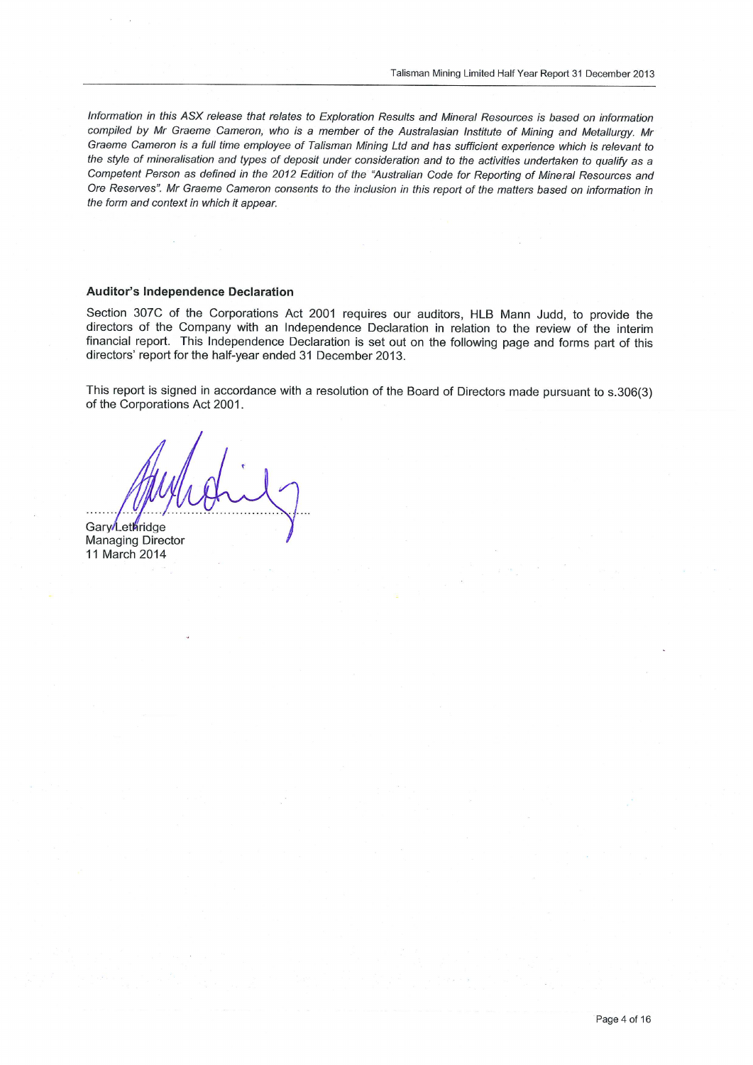*Information in this ASX release that relates to Exploration Results and Mineral Resources is based on information compiled by Mr Graeme Cameron, who is a member of the Australasian Institute of Mining and Metallurgy. Mr Graeme Cameron is a full time employee of Talisman Mining Ltd and has sufficient experience which is relevant to the style of mineralisation and types of deposit under consideration and to the activities undertaken to qualify as a Competent Person as defined in the 2012 Edition of the "Australian Code for Reporting of Mineral Resources and Ore Reserves". Mr Graeme Cameron consents to the inclusion in this report of the matters based on information in the form and context in which it appear.*

**Auditor's Independence Declaration**

Section 307C of the Corporations Act 2001 requires our auditors, HLB Mann Judd, to provide the directors of the Company with an Independence Declaration in relation to the review of the interim financial report. This Independence Declaration is set out on the following page and forms part of this directors' report for the half-year ended 31 December 2013.

This report is signed in accordance with a resolution of the Board of Directors made pursuant to s.306(3) of the Corporations Act 2001.

Gary Lethridge
Managing Director
11 March 2014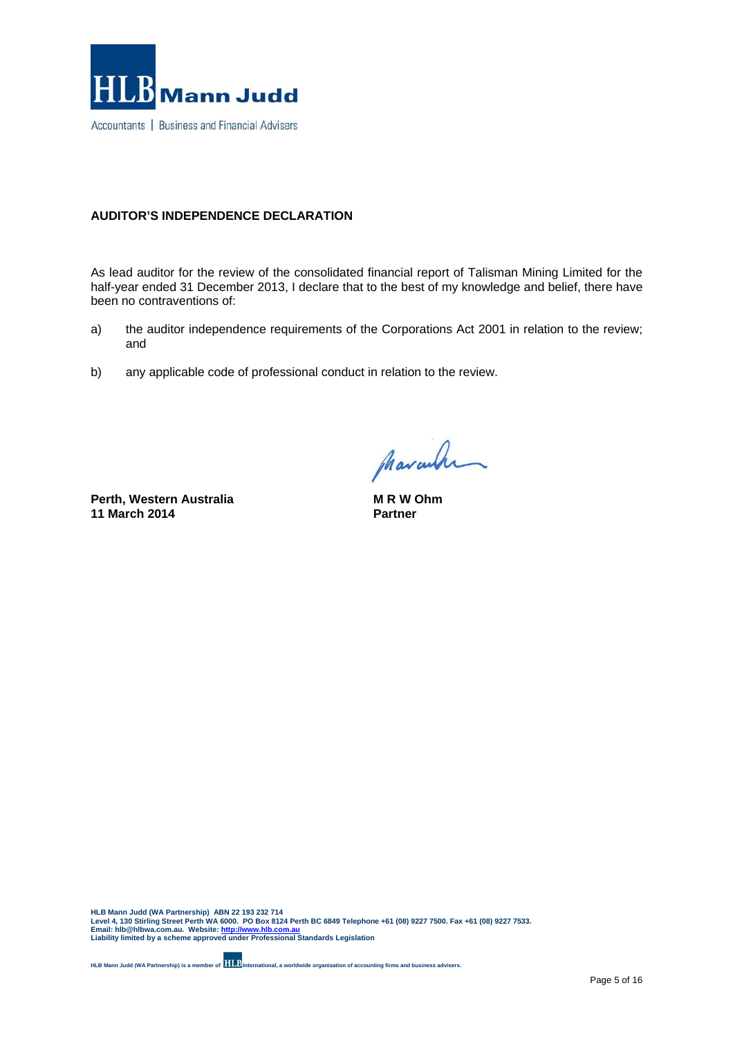**HLB Mann Judd**

Accountants | Business and Financial Advisers

## AUDITOR'S INDEPENDENCE DECLARATION

As lead auditor for the review of the consolidated financial report of Talisman Mining Limited for the half-year ended 31 December 2013, I declare that to the best of my knowledge and belief, there have been no contraventions of:

a) the auditor independence requirements of the Corporations Act 2001 in relation to the review; and

b) any applicable code of professional conduct in relation to the review.

**Perth, Western Australia**
**11 March 2014**

**M R W Ohm**
**Partner**

**HLB Mann Judd (WA Partnership) ABN 22 193 232 714**
**Level 4, 130 Stirling Street Perth WA 6000. PO Box 8124 Perth BC 6849 Telephone +61 (08) 9227 7500. Fax +61 (08) 9227 7533.**
**Email: hlb@hlbwa.com.au. Website: http://www.hlb.com.au**
**Liability limited by a scheme approved under Professional Standards Legislation**

**HLB Mann Judd (WA Partnership) is a member of HLB International, a worldwide organisation of accounting firms and business advisers.**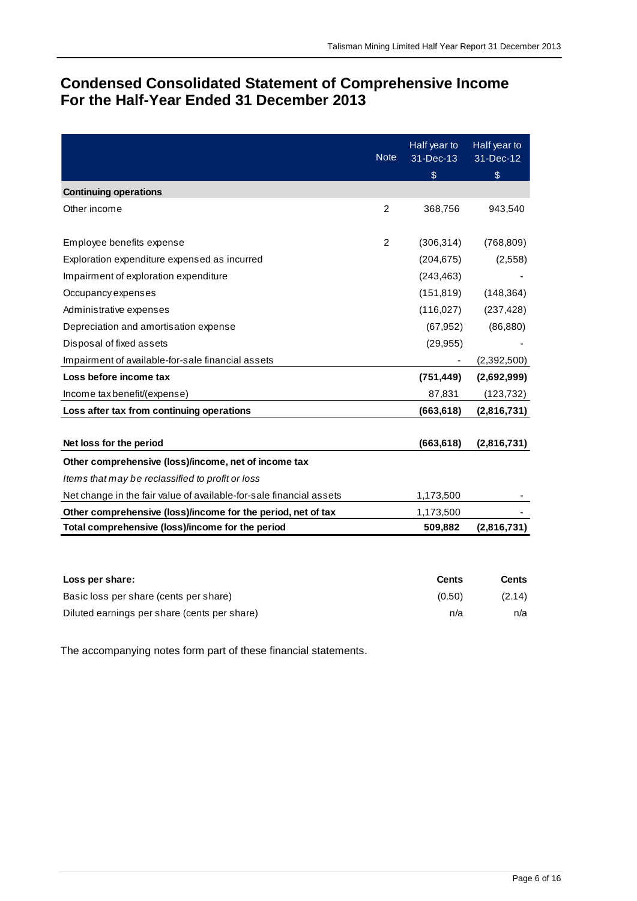# Condensed Consolidated Statement of Comprehensive Income For the Half-Year Ended 31 December 2013

| | Note | Half year to 31-Dec-13 | Half year to 31-Dec-12 |
|---|---|---|---|
| | | $ | $ |
| **Continuing operations** | | | |
| Other income | 2 | 368,756 | 943,540 |
| | | | |
| Employee benefits expense | 2 | (306,314) | (768,809) |
| Exploration expenditure expensed as incurred | | (204,675) | (2,558) |
| Impairment of exploration expenditure | | (243,463) | - |
| Occupancy expenses | | (151,819) | (148,364) |
| Administrative expenses | | (116,027) | (237,428) |
| Depreciation and amortisation expense | | (67,952) | (86,880) |
| Disposal of fixed assets | | (29,955) | - |
| Impairment of available-for-sale financial assets | | - | (2,392,500) |
| **Loss before income tax** | | **(751,449)** | **(2,692,999)** |
| Income tax benefit/(expense) | | 87,831 | (123,732) |
| **Loss after tax from continuing operations** | | **(663,618)** | **(2,816,731)** |
| | | | |
| **Net loss for the period** | | **(663,618)** | **(2,816,731)** |
| **Other comprehensive (loss)/income, net of income tax** | | | |
| *Items that may be reclassified to profit or loss* | | | |
| Net change in the fair value of available-for-sale financial assets | | 1,173,500 | - |
| **Other comprehensive (loss)/income for the period, net of tax** | | 1,173,500 | - |
| **Total comprehensive (loss)/income for the period** | | **509,882** | **(2,816,731)** |

| **Loss per share:** | **Cents** | **Cents** |
|---|---|---|
| Basic loss per share (cents per share) | (0.50) | (2.14) |
| Diluted earnings per share (cents per share) | n/a | n/a |

The accompanying notes form part of these financial statements.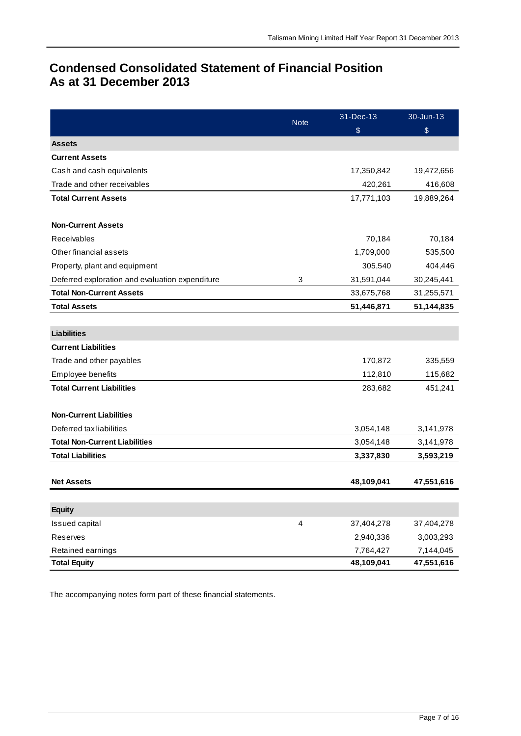# Condensed Consolidated Statement of Financial Position
# As at 31 December 2013

| | Note | 31-Dec-13 | 30-Jun-13 |
|---|---|---|---|
| | | $ | $ |
| **Assets** | | | |
| **Current Assets** | | | |
| Cash and cash equivalents | | 17,350,842 | 19,472,656 |
| Trade and other receivables | | 420,261 | 416,608 |
| **Total Current Assets** | | 17,771,103 | 19,889,264 |
| | | | |
| **Non-Current Assets** | | | |
| Receivables | | 70,184 | 70,184 |
| Other financial assets | | 1,709,000 | 535,500 |
| Property, plant and equipment | | 305,540 | 404,446 |
| Deferred exploration and evaluation expenditure | 3 | 31,591,044 | 30,245,441 |
| **Total Non-Current Assets** | | 33,675,768 | 31,255,571 |
| **Total Assets** | | **51,446,871** | **51,144,835** |
| | | | |
| **Liabilities** | | | |
| **Current Liabilities** | | | |
| Trade and other payables | | 170,872 | 335,559 |
| Employee benefits | | 112,810 | 115,682 |
| **Total Current Liabilities** | | 283,682 | 451,241 |
| | | | |
| **Non-Current Liabilities** | | | |
| Deferred tax liabilities | | 3,054,148 | 3,141,978 |
| **Total Non-Current Liabilities** | | 3,054,148 | 3,141,978 |
| **Total Liabilities** | | **3,337,830** | **3,593,219** |
| | | | |
| **Net Assets** | | **48,109,041** | **47,551,616** |
| | | | |
| **Equity** | | | |
| Issued capital | 4 | 37,404,278 | 37,404,278 |
| Reserves | | 2,940,336 | 3,003,293 |
| Retained earnings | | 7,764,427 | 7,144,045 |
| **Total Equity** | | **48,109,041** | **47,551,616** |

The accompanying notes form part of these financial statements.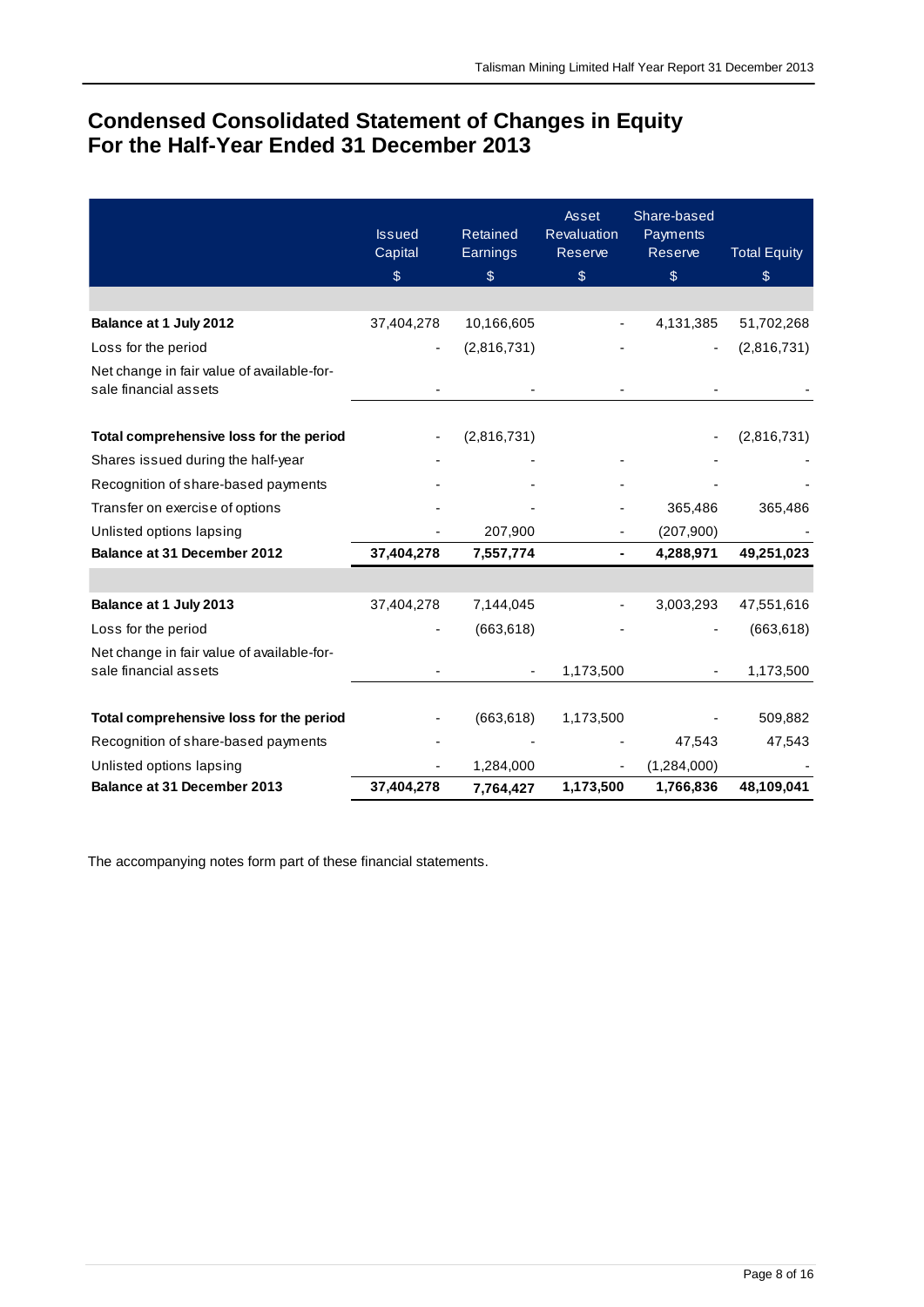# Condensed Consolidated Statement of Changes in Equity
# For the Half-Year Ended 31 December 2013

| | Issued Capital<br>$ | Retained Earnings<br>$ | Asset Revaluation Reserve<br>$ | Share-based Payments Reserve<br>$ | Total Equity<br>$ |
|---|---|---|---|---|---|
| | | | | | |
| **Balance at 1 July 2012** | 37,404,278 | 10,166,605 | - | 4,131,385 | 51,702,268 |
| Loss for the period | - | (2,816,731) | - | - | (2,816,731) |
| Net change in fair value of available-for-sale financial assets | - | - | - | - | - |
| **Total comprehensive loss for the period** | - | (2,816,731) | | - | (2,816,731) |
| Shares issued during the half-year | - | - | - | - | - |
| Recognition of share-based payments | - | - | - | - | - |
| Transfer on exercise of options | - | - | - | 365,486 | 365,486 |
| Unlisted options lapsing | - | 207,900 | - | (207,900) | - |
| **Balance at 31 December 2012** | **37,404,278** | **7,557,774** | **-** | **4,288,971** | **49,251,023** |
| | | | | | |
| **Balance at 1 July 2013** | 37,404,278 | 7,144,045 | - | 3,003,293 | 47,551,616 |
| Loss for the period | - | (663,618) | - | - | (663,618) |
| Net change in fair value of available-for-sale financial assets | - | - | 1,173,500 | - | 1,173,500 |
| **Total comprehensive loss for the period** | - | (663,618) | 1,173,500 | - | 509,882 |
| Recognition of share-based payments | - | - | - | 47,543 | 47,543 |
| Unlisted options lapsing | - | 1,284,000 | - | (1,284,000) | - |
| **Balance at 31 December 2013** | **37,404,278** | **7,764,427** | **1,173,500** | **1,766,836** | **48,109,041** |

The accompanying notes form part of these financial statements.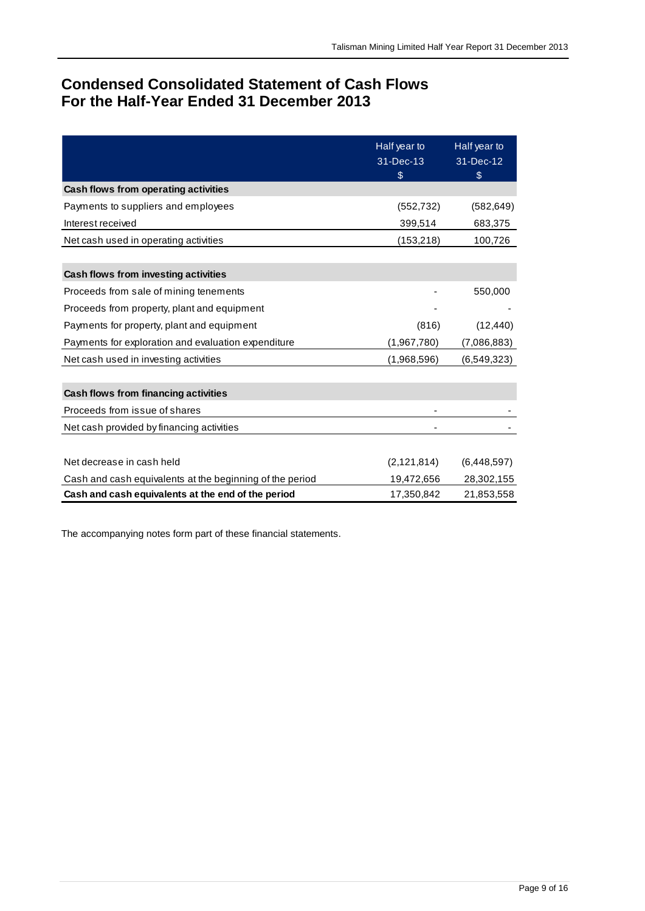# Condensed Consolidated Statement of Cash Flows
# For the Half-Year Ended 31 December 2013

| | Half year to 31-Dec-13 $ | Half year to 31-Dec-12 $ |
|---|---|---|
| **Cash flows from operating activities** | | |
| Payments to suppliers and employees | (552,732) | (582,649) |
| Interest received | 399,514 | 683,375 |
| Net cash used in operating activities | (153,218) | 100,726 |
| | | |
| **Cash flows from investing activities** | | |
| Proceeds from sale of mining tenements | - | 550,000 |
| Proceeds from property, plant and equipment | - | - |
| Payments for property, plant and equipment | (816) | (12,440) |
| Payments for exploration and evaluation expenditure | (1,967,780) | (7,086,883) |
| Net cash used in investing activities | (1,968,596) | (6,549,323) |
| | | |
| **Cash flows from financing activities** | | |
| Proceeds from issue of shares | - | - |
| Net cash provided by financing activities | - | - |
| | | |
| Net decrease in cash held | (2,121,814) | (6,448,597) |
| Cash and cash equivalents at the beginning of the period | 19,472,656 | 28,302,155 |
| **Cash and cash equivalents at the end of the period** | 17,350,842 | 21,853,558 |

The accompanying notes form part of these financial statements.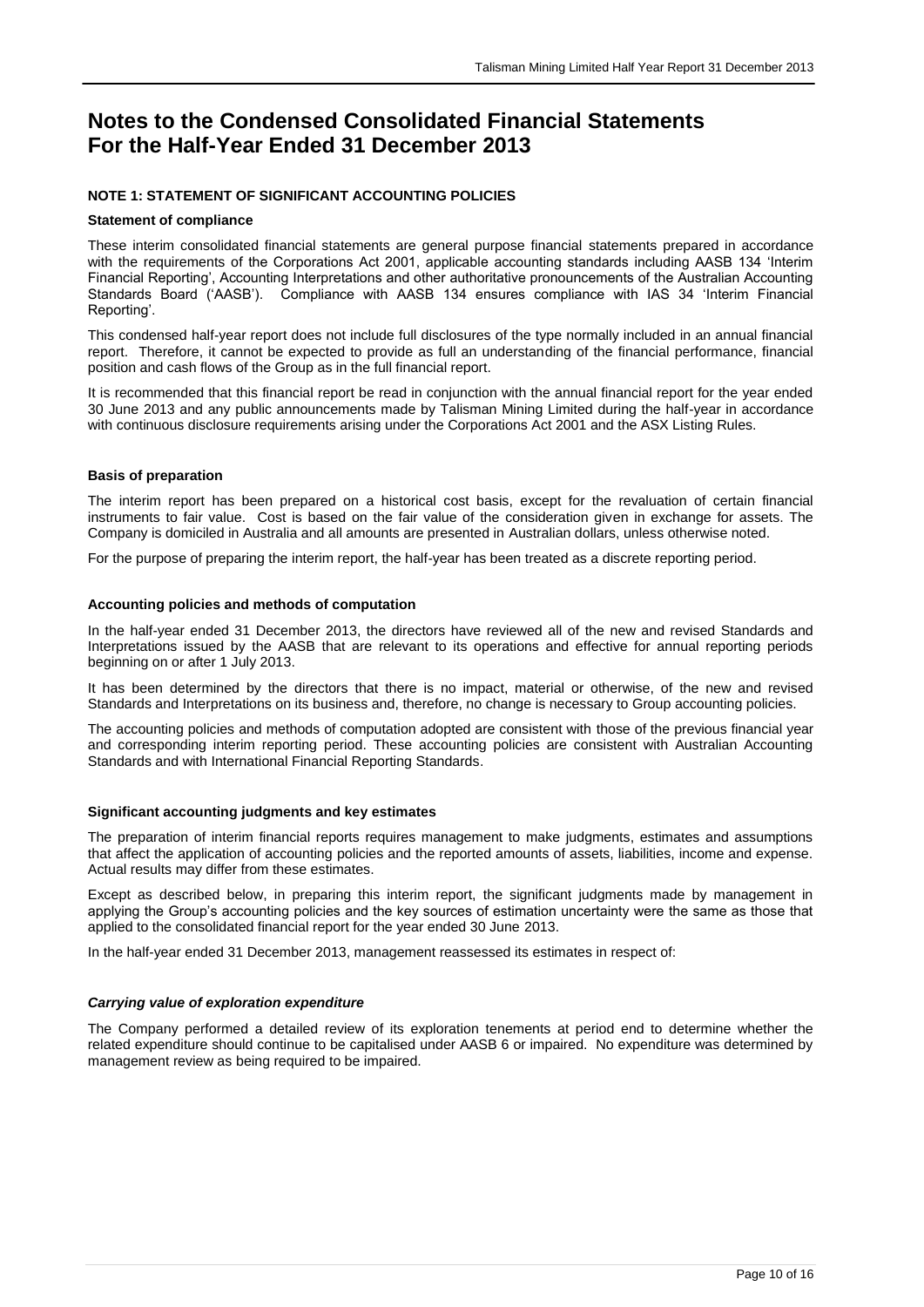# Notes to the Condensed Consolidated Financial Statements For the Half-Year Ended 31 December 2013

## NOTE 1: STATEMENT OF SIGNIFICANT ACCOUNTING POLICIES

### Statement of compliance

These interim consolidated financial statements are general purpose financial statements prepared in accordance with the requirements of the Corporations Act 2001, applicable accounting standards including AASB 134 'Interim Financial Reporting', Accounting Interpretations and other authoritative pronouncements of the Australian Accounting Standards Board ('AASB'). Compliance with AASB 134 ensures compliance with IAS 34 'Interim Financial Reporting'.

This condensed half-year report does not include full disclosures of the type normally included in an annual financial report. Therefore, it cannot be expected to provide as full an understanding of the financial performance, financial position and cash flows of the Group as in the full financial report.

It is recommended that this financial report be read in conjunction with the annual financial report for the year ended 30 June 2013 and any public announcements made by Talisman Mining Limited during the half-year in accordance with continuous disclosure requirements arising under the Corporations Act 2001 and the ASX Listing Rules.

### Basis of preparation

The interim report has been prepared on a historical cost basis, except for the revaluation of certain financial instruments to fair value. Cost is based on the fair value of the consideration given in exchange for assets. The Company is domiciled in Australia and all amounts are presented in Australian dollars, unless otherwise noted.

For the purpose of preparing the interim report, the half-year has been treated as a discrete reporting period.

### Accounting policies and methods of computation

In the half-year ended 31 December 2013, the directors have reviewed all of the new and revised Standards and Interpretations issued by the AASB that are relevant to its operations and effective for annual reporting periods beginning on or after 1 July 2013.

It has been determined by the directors that there is no impact, material or otherwise, of the new and revised Standards and Interpretations on its business and, therefore, no change is necessary to Group accounting policies.

The accounting policies and methods of computation adopted are consistent with those of the previous financial year and corresponding interim reporting period. These accounting policies are consistent with Australian Accounting Standards and with International Financial Reporting Standards.

### Significant accounting judgments and key estimates

The preparation of interim financial reports requires management to make judgments, estimates and assumptions that affect the application of accounting policies and the reported amounts of assets, liabilities, income and expense. Actual results may differ from these estimates.

Except as described below, in preparing this interim report, the significant judgments made by management in applying the Group's accounting policies and the key sources of estimation uncertainty were the same as those that applied to the consolidated financial report for the year ended 30 June 2013.

In the half-year ended 31 December 2013, management reassessed its estimates in respect of:

#### *Carrying value of exploration expenditure*

The Company performed a detailed review of its exploration tenements at period end to determine whether the related expenditure should continue to be capitalised under AASB 6 or impaired. No expenditure was determined by management review as being required to be impaired.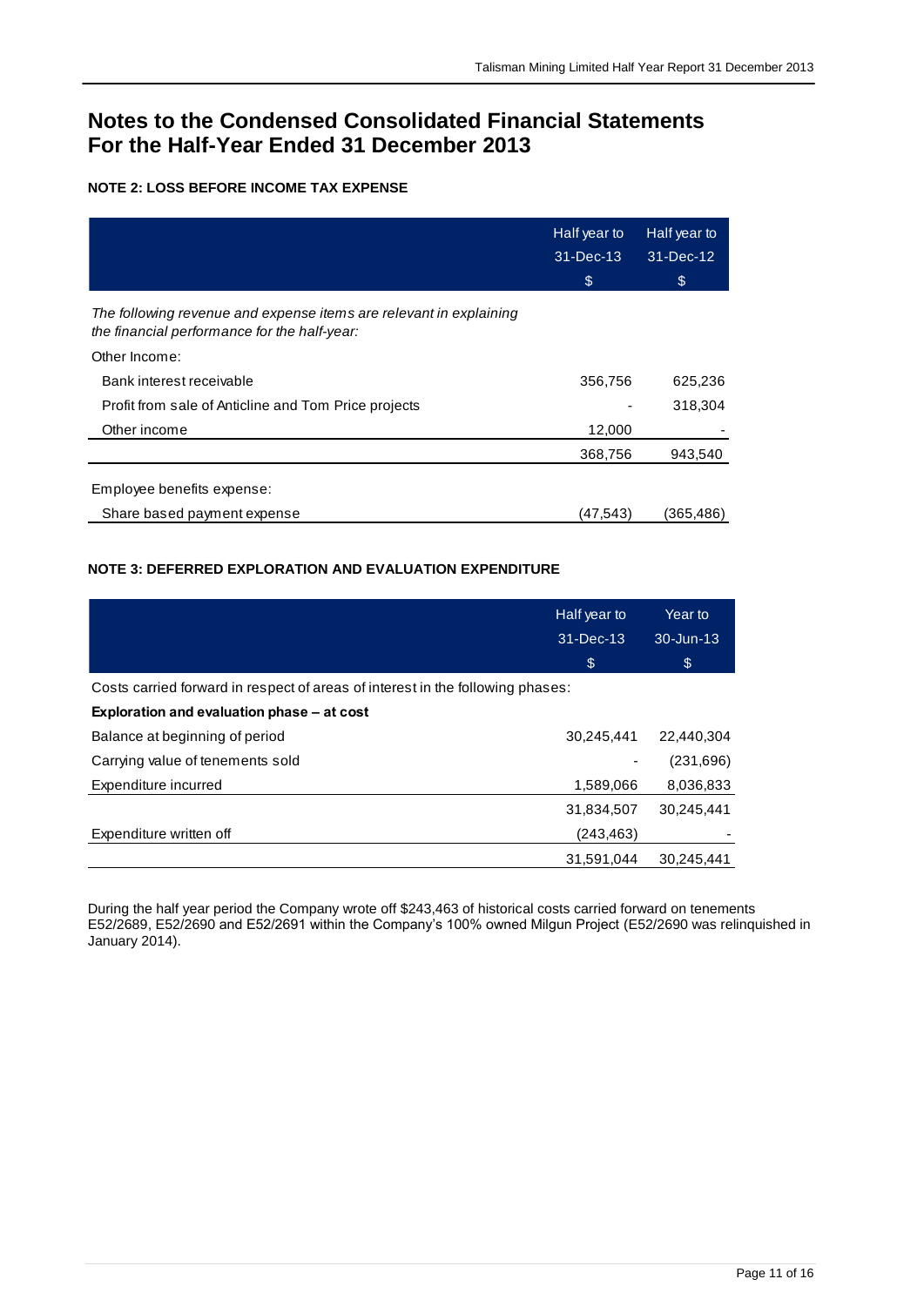# Notes to the Condensed Consolidated Financial Statements For the Half-Year Ended 31 December 2013

### NOTE 2: LOSS BEFORE INCOME TAX EXPENSE

| | Half year to 31-Dec-13 $ | Half year to 31-Dec-12 $ |
|---|---|---|
| *The following revenue and expense items are relevant in explaining the financial performance for the half-year:* | | |
| Other Income: | | |
| Bank interest receivable | 356,756 | 625,236 |
| Profit from sale of Anticline and Tom Price projects | - | 318,304 |
| Other income | 12,000 | - |
| | 368,756 | 943,540 |
| Employee benefits expense: | | |
| Share based payment expense | (47,543) | (365,486) |

### NOTE 3: DEFERRED EXPLORATION AND EVALUATION EXPENDITURE

| | Half year to 31-Dec-13 $ | Year to 30-Jun-13 $ |
|---|---|---|
| Costs carried forward in respect of areas of interest in the following phases: | | |
| **Exploration and evaluation phase – at cost** | | |
| Balance at beginning of period | 30,245,441 | 22,440,304 |
| Carrying value of tenements sold | - | (231,696) |
| Expenditure incurred | 1,589,066 | 8,036,833 |
| | 31,834,507 | 30,245,441 |
| Expenditure written off | (243,463) | - |
| | 31,591,044 | 30,245,441 |

During the half year period the Company wrote off $243,463 of historical costs carried forward on tenements E52/2689, E52/2690 and E52/2691 within the Company's 100% owned Milgun Project (E52/2690 was relinquished in January 2014).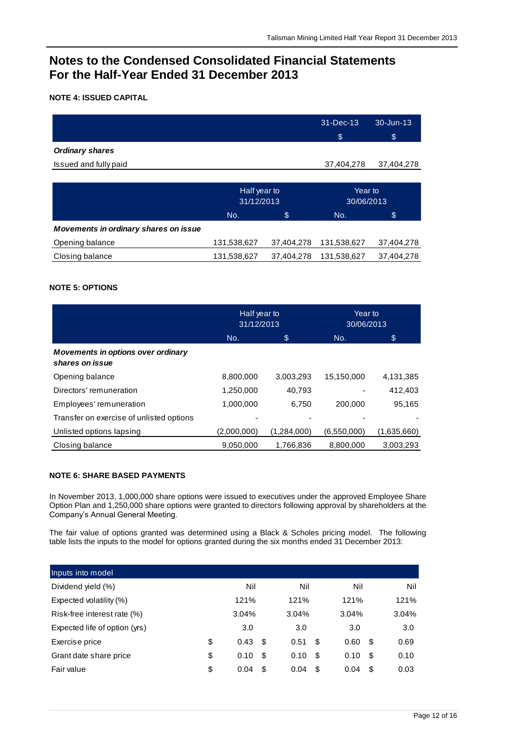# Notes to the Condensed Consolidated Financial Statements For the Half-Year Ended 31 December 2013

**NOTE 4: ISSUED CAPITAL**

| | 31-Dec-13 | 30-Jun-13 |
|---|---|---|
| | $ | $ |
| ***Ordinary shares*** | | |
| Issued and fully paid | 37,404,278 | 37,404,278 |

| | Half year to 31/12/2013 | | Year to 30/06/2013 | |
|---|---|---|---|---|
| | No. | $ | No. | $ |
| ***Movements in ordinary shares on issue*** | | | | |
| Opening balance | 131,538,627 | 37,404,278 | 131,538,627 | 37,404,278 |
| Closing balance | 131,538,627 | 37,404,278 | 131,538,627 | 37,404,278 |

**NOTE 5: OPTIONS**

| | Half year to 31/12/2013 | | Year to 30/06/2013 | |
|---|---|---|---|---|
| | No. | $ | No. | $ |
| ***Movements in options over ordinary shares on issue*** | | | | |
| Opening balance | 8,800,000 | 3,003,293 | 15,150,000 | 4,131,385 |
| Directors' remuneration | 1,250,000 | 40,793 | - | 412,403 |
| Employees' remuneration | 1,000,000 | 6,750 | 200,000 | 95,165 |
| Transfer on exercise of unlisted options | - | - | - | - |
| Unlisted options lapsing | (2,000,000) | (1,284,000) | (6,550,000) | (1,635,660) |
| Closing balance | 9,050,000 | 1,766,836 | 8,800,000 | 3,003,293 |

**NOTE 6: SHARE BASED PAYMENTS**

In November 2013, 1,000,000 share options were issued to executives under the approved Employee Share Option Plan and 1,250,000 share options were granted to directors following approval by shareholders at the Company's Annual General Meeting.

The fair value of options granted was determined using a Black & Scholes pricing model. The following table lists the inputs to the model for options granted during the six months ended 31 December 2013:

| Inputs into model | | | | |
|---|---|---|---|---|
| Dividend yield (%) | Nil | Nil | Nil | Nil |
| Expected volatility (%) | 121% | 121% | 121% | 121% |
| Risk-free interest rate (%) | 3.04% | 3.04% | 3.04% | 3.04% |
| Expected life of option (yrs) | 3.0 | 3.0 | 3.0 | 3.0 |
| Exercise price | $ 0.43 | $ 0.51 | $ 0.60 | $ 0.69 |
| Grant date share price | $ 0.10 | $ 0.10 | $ 0.10 | $ 0.10 |
| Fair value | $ 0.04 | $ 0.04 | $ 0.04 | $ 0.03 |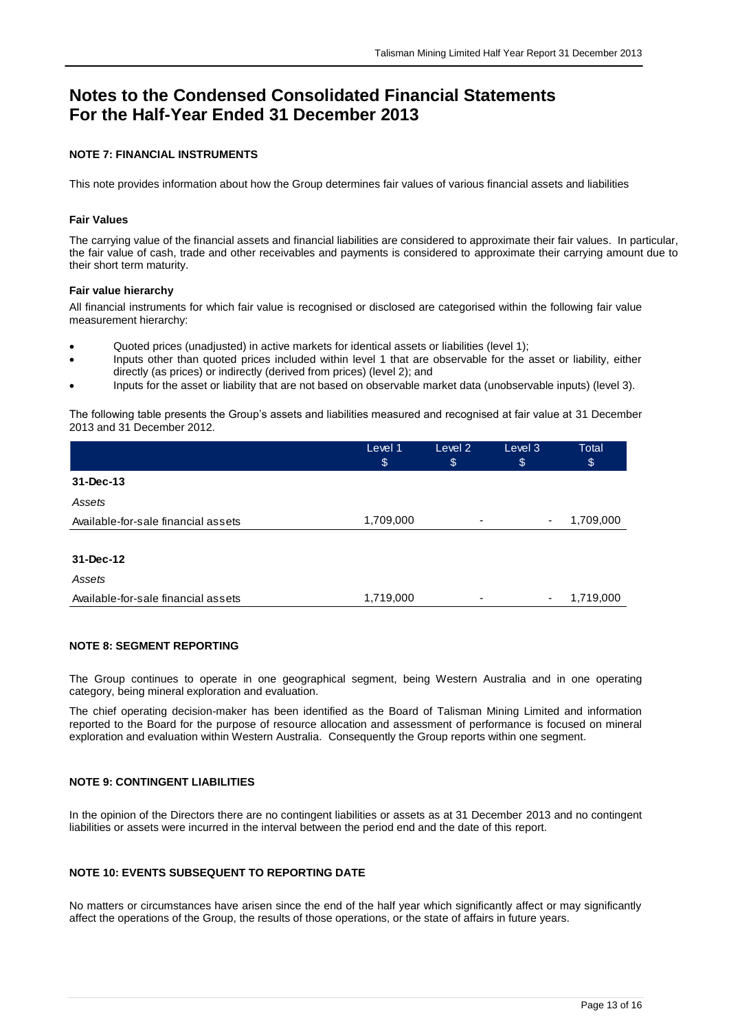# Notes to the Condensed Consolidated Financial Statements For the Half-Year Ended 31 December 2013

**NOTE 7: FINANCIAL INSTRUMENTS**

This note provides information about how the Group determines fair values of various financial assets and liabilities

**Fair Values**

The carrying value of the financial assets and financial liabilities are considered to approximate their fair values. In particular, the fair value of cash, trade and other receivables and payments is considered to approximate their carrying amount due to their short term maturity.

**Fair value hierarchy**

All financial instruments for which fair value is recognised or disclosed are categorised within the following fair value measurement hierarchy:

- Quoted prices (unadjusted) in active markets for identical assets or liabilities (level 1);
- Inputs other than quoted prices included within level 1 that are observable for the asset or liability, either directly (as prices) or indirectly (derived from prices) (level 2); and
- Inputs for the asset or liability that are not based on observable market data (unobservable inputs) (level 3).

The following table presents the Group's assets and liabilities measured and recognised at fair value at 31 December 2013 and 31 December 2012.

| | Level 1<br>$ | Level 2<br>$ | Level 3<br>$ | Total<br>$ |
|---|---|---|---|---|
| **31-Dec-13** | | | | |
| *Assets* | | | | |
| Available-for-sale financial assets | 1,709,000 | - | - | 1,709,000 |
| **31-Dec-12** | | | | |
| *Assets* | | | | |
| Available-for-sale financial assets | 1,719,000 | - | - | 1,719,000 |

**NOTE 8: SEGMENT REPORTING**

The Group continues to operate in one geographical segment, being Western Australia and in one operating category, being mineral exploration and evaluation.

The chief operating decision-maker has been identified as the Board of Talisman Mining Limited and information reported to the Board for the purpose of resource allocation and assessment of performance is focused on mineral exploration and evaluation within Western Australia. Consequently the Group reports within one segment.

**NOTE 9: CONTINGENT LIABILITIES**

In the opinion of the Directors there are no contingent liabilities or assets as at 31 December 2013 and no contingent liabilities or assets were incurred in the interval between the period end and the date of this report.

**NOTE 10: EVENTS SUBSEQUENT TO REPORTING DATE**

No matters or circumstances have arisen since the end of the half year which significantly affect or may significantly affect the operations of the Group, the results of those operations, or the state of affairs in future years.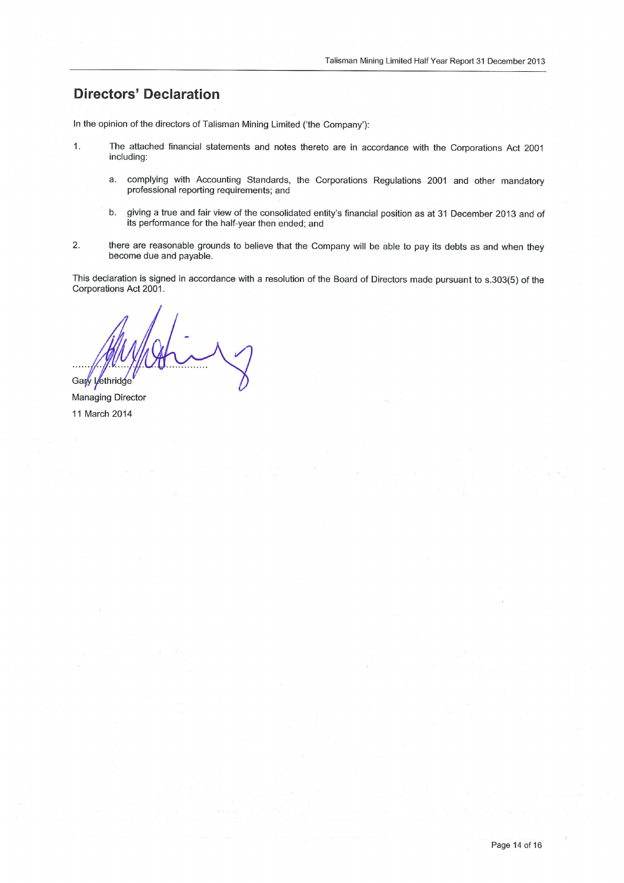# Directors' Declaration

In the opinion of the directors of Talisman Mining Limited ('the Company'):

1. The attached financial statements and notes thereto are in accordance with the Corporations Act 2001 including:

   a. complying with Accounting Standards, the Corporations Regulations 2001 and other mandatory professional reporting requirements; and

   b. giving a true and fair view of the consolidated entity's financial position as at 31 December 2013 and of its performance for the half-year then ended; and

2. there are reasonable grounds to believe that the Company will be able to pay its debts as and when they become due and payable.

This declaration is signed in accordance with a resolution of the Board of Directors made pursuant to s.303(5) of the Corporations Act 2001.

..............................................

Gary Lethridge

Managing Director

11 March 2014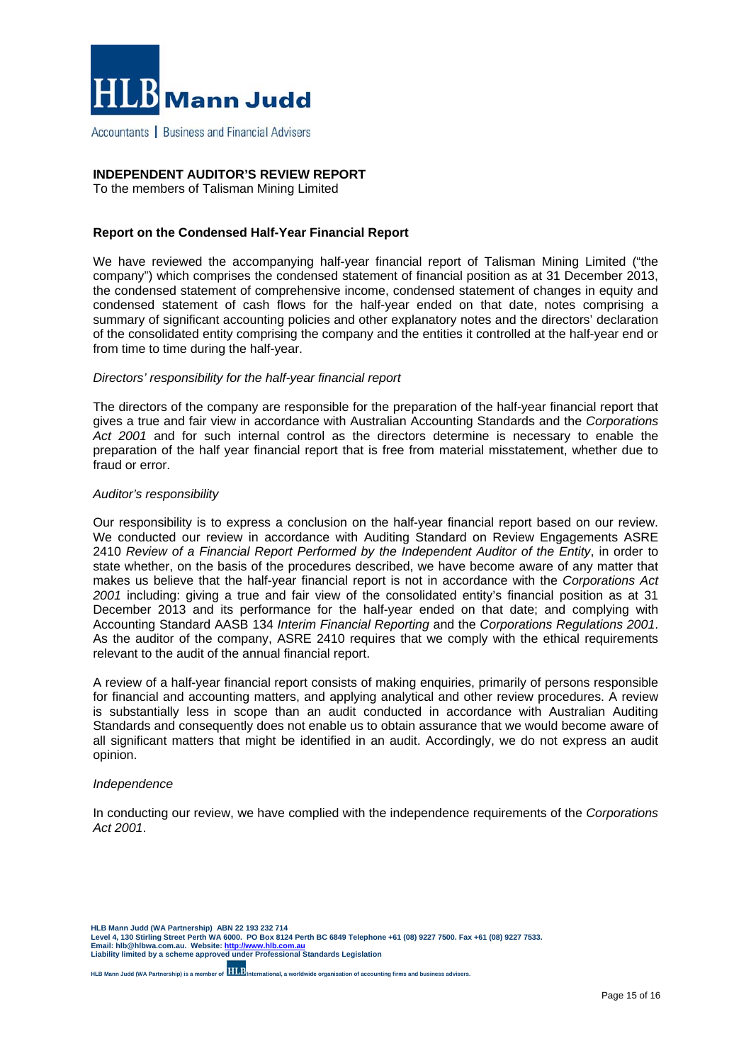HLB Mann Judd

Accountants | Business and Financial Advisers

**INDEPENDENT AUDITOR'S REVIEW REPORT**
To the members of Talisman Mining Limited

**Report on the Condensed Half-Year Financial Report**

We have reviewed the accompanying half-year financial report of Talisman Mining Limited ("the company") which comprises the condensed statement of financial position as at 31 December 2013, the condensed statement of comprehensive income, condensed statement of changes in equity and condensed statement of cash flows for the half-year ended on that date, notes comprising a summary of significant accounting policies and other explanatory notes and the directors' declaration of the consolidated entity comprising the company and the entities it controlled at the half-year end or from time to time during the half-year.

*Directors' responsibility for the half-year financial report*

The directors of the company are responsible for the preparation of the half-year financial report that gives a true and fair view in accordance with Australian Accounting Standards and the *Corporations Act 2001* and for such internal control as the directors determine is necessary to enable the preparation of the half year financial report that is free from material misstatement, whether due to fraud or error.

*Auditor's responsibility*

Our responsibility is to express a conclusion on the half-year financial report based on our review. We conducted our review in accordance with Auditing Standard on Review Engagements ASRE 2410 *Review of a Financial Report Performed by the Independent Auditor of the Entity*, in order to state whether, on the basis of the procedures described, we have become aware of any matter that makes us believe that the half-year financial report is not in accordance with the *Corporations Act 2001* including: giving a true and fair view of the consolidated entity's financial position as at 31 December 2013 and its performance for the half-year ended on that date; and complying with Accounting Standard AASB 134 *Interim Financial Reporting* and the *Corporations Regulations 2001*. As the auditor of the company, ASRE 2410 requires that we comply with the ethical requirements relevant to the audit of the annual financial report.

A review of a half-year financial report consists of making enquiries, primarily of persons responsible for financial and accounting matters, and applying analytical and other review procedures. A review is substantially less in scope than an audit conducted in accordance with Australian Auditing Standards and consequently does not enable us to obtain assurance that we would become aware of all significant matters that might be identified in an audit. Accordingly, we do not express an audit opinion.

*Independence*

In conducting our review, we have complied with the independence requirements of the *Corporations Act 2001*.

**HLB Mann Judd (WA Partnership) ABN 22 193 232 714**
**Level 4, 130 Stirling Street Perth WA 6000. PO Box 8124 Perth BC 6849 Telephone +61 (08) 9227 7500. Fax +61 (08) 9227 7533.**
**Email: hlb@hlbwa.com.au. Website: http://www.hlb.com.au**
**Liability limited by a scheme approved under Professional Standards Legislation**

**HLB Mann Judd (WA Partnership) is a member of HLB International, a worldwide organisation of accounting firms and business advisers.**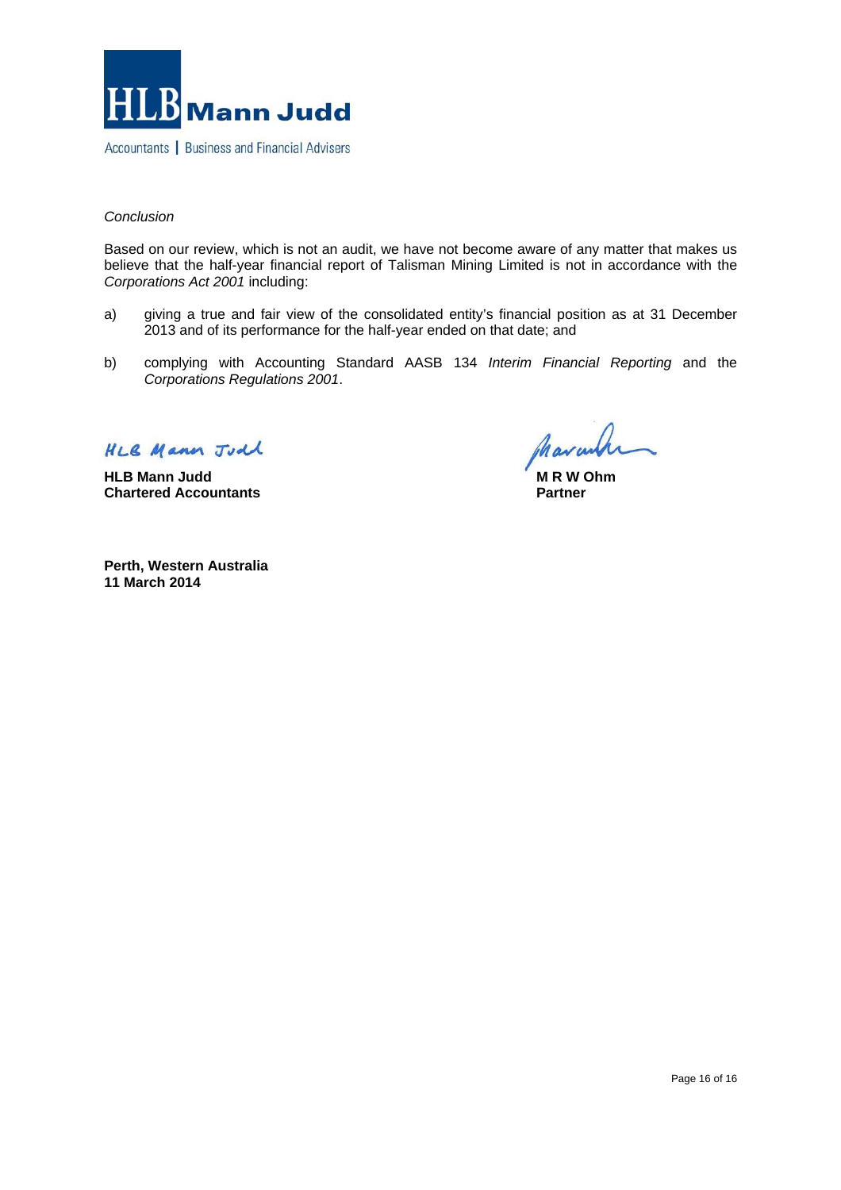**HLB Mann Judd**

Accountants | Business and Financial Advisers

*Conclusion*

Based on our review, which is not an audit, we have not become aware of any matter that makes us believe that the half-year financial report of Talisman Mining Limited is not in accordance with the *Corporations Act 2001* including:

a) giving a true and fair view of the consolidated entity's financial position as at 31 December 2013 and of its performance for the half-year ended on that date; and

b) complying with Accounting Standard AASB 134 *Interim Financial Reporting* and the *Corporations Regulations 2001*.

HLB Mann Judd

**HLB Mann Judd**
**Chartered Accountants**

**M R W Ohm**
**Partner**

**Perth, Western Australia**
**11 March 2014**